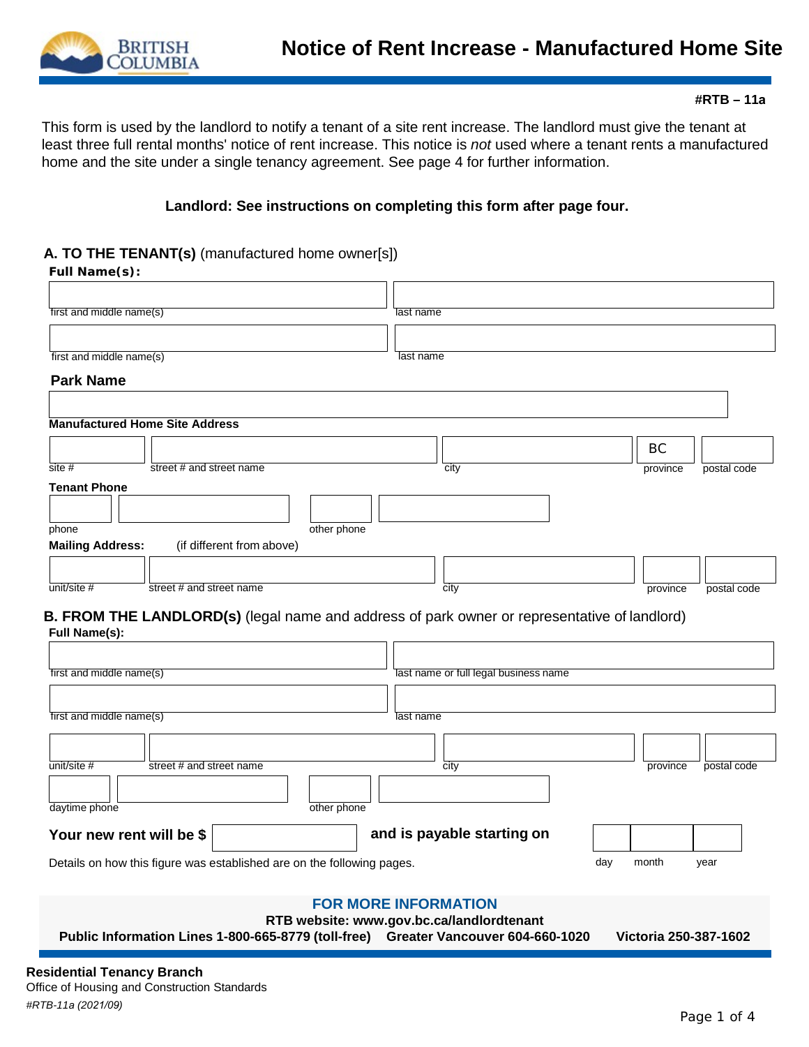# Notice of Rent Increase - Manufactured Home Site

**#RTB – 11a**

This form is used by the landlord to notify a tenant of a site rent increase. The landlord must give the tenant at least three full rental months' notice of rent increase. This notice is *not* used where a tenant rents a manufactured home and the site under a single tenancy agreement. See page 4 for further information.

**Landlord: See instructions on completing this form after page four.**

## A. TO THE TENANT(s) (manufactured home owner[s])

**Full Name(s):**

first and middle name(s) | last name

first and middle name(s) | last name

**Park Name**

**Manufactured Home Site Address**

site # | street # and street name | city | BC province | postal code

**Tenant Phone**

phone | other phone

**Mailing Address:** (if different from above)

unit/site # | street # and street name | city | province | postal code

## B. FROM THE LANDLORD(s) (legal name and address of park owner or representative of landlord)

**Full Name(s):**

first and middle name(s) | last name or full legal business name

first and middle name(s) | last name

unit/site # | street # and street name | city | province | postal code

daytime phone | other phone

**Your new rent will be $** ______ **and is payable starting on** day ___ month ___ year ___

Details on how this figure was established are on the following pages.

**FOR MORE INFORMATION**

**RTB website: www.gov.bc.ca/landlordtenant**

**Public Information Lines 1-800-665-8779 (toll-free) Greater Vancouver 604-660-1020 Victoria 250-387-1602**

**Residential Tenancy Branch**
Office of Housing and Construction Standards
*#RTB-11a (2021/09)*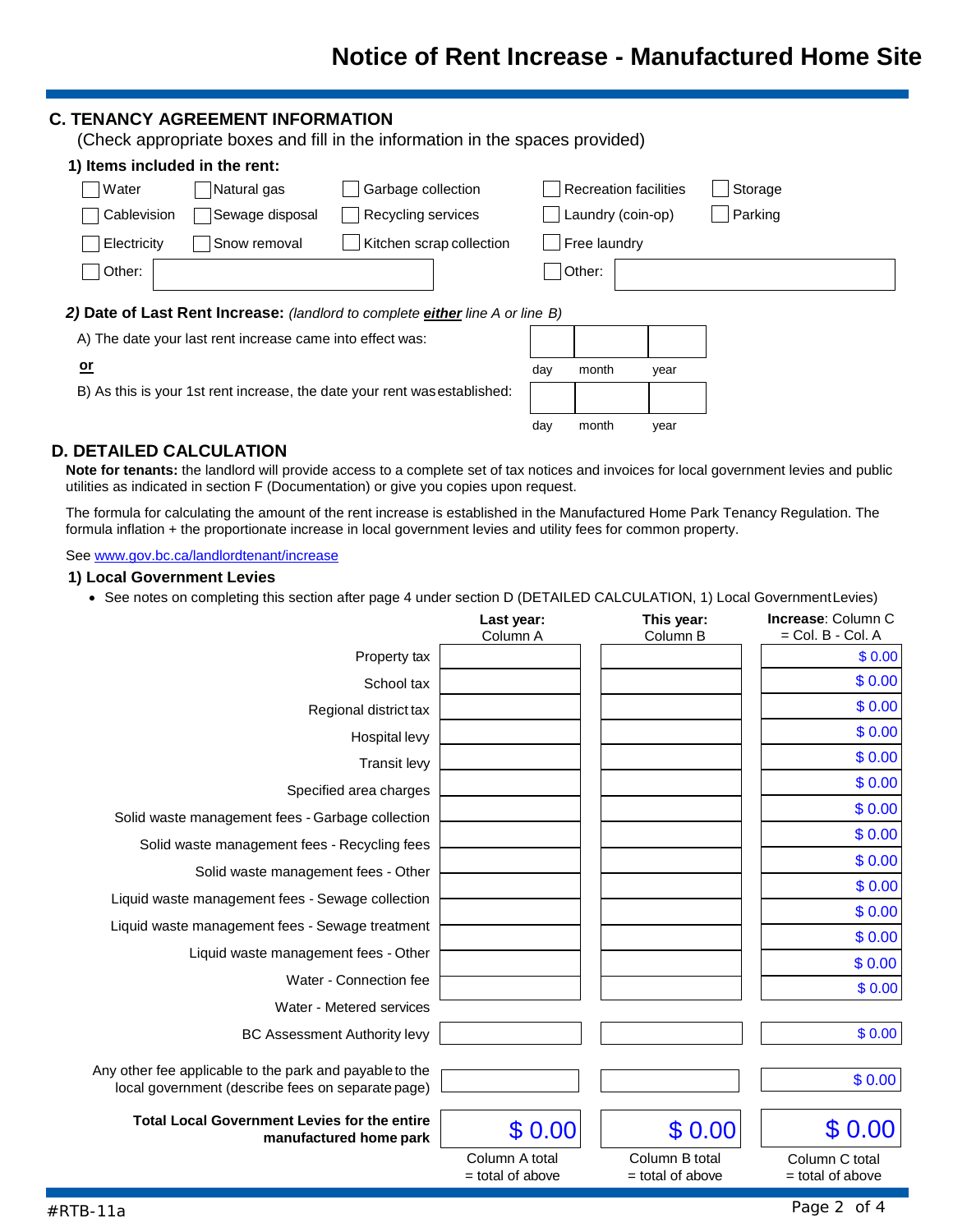# Notice of Rent Increase - Manufactured Home Site

## C. TENANCY AGREEMENT INFORMATION

(Check appropriate boxes and fill in the information in the spaces provided)

### 1) Items included in the rent:

| | | | | |
|---|---|---|---|---|
| ☐ Water | ☐ Natural gas | ☐ Garbage collection | ☐ Recreation facilities | ☐ Storage |
| ☐ Cablevision | ☐ Sewage disposal | ☐ Recycling services | ☐ Laundry (coin-op) | ☐ Parking |
| ☐ Electricity | ☐ Snow removal | ☐ Kitchen scrap collection | ☐ Free laundry | |
| ☐ Other: | | | ☐ Other: | |

### *2)* Date of Last Rent Increase: *(landlord to complete **either** line A or line B)*

A) The date your last rent increase came into effect was: ____ day ____ month ____ year

**or**

B) As this is your 1st rent increase, the date your rent was established: ____ day ____ month ____ year

## D. DETAILED CALCULATION

**Note for tenants:** the landlord will provide access to a complete set of tax notices and invoices for local government levies and public utilities as indicated in section F (Documentation) or give you copies upon request.

The formula for calculating the amount of the rent increase is established in the Manufactured Home Park Tenancy Regulation. The formula inflation + the proportionate increase in local government levies and utility fees for common property.

See www.gov.bc.ca/landlordtenant/increase

### 1) Local Government Levies

- See notes on completing this section after page 4 under section D (DETAILED CALCULATION, 1) Local Government Levies)

| | **Last year:** Column A | **This year:** Column B | **Increase**: Column C = Col. B - Col. A |
|---|---|---|---|
| Property tax | | | $ 0.00 |
| School tax | | | $ 0.00 |
| Regional district tax | | | $ 0.00 |
| Hospital levy | | | $ 0.00 |
| Transit levy | | | $ 0.00 |
| Specified area charges | | | $ 0.00 |
| Solid waste management fees - Garbage collection | | | $ 0.00 |
| Solid waste management fees - Recycling fees | | | $ 0.00 |
| Solid waste management fees - Other | | | $ 0.00 |
| Liquid waste management fees - Sewage collection | | | $ 0.00 |
| Liquid waste management fees - Sewage treatment | | | $ 0.00 |
| Liquid waste management fees - Other | | | $ 0.00 |
| Water - Connection fee | | | $ 0.00 |
| Water - Metered services | | | $ 0.00 |
| BC Assessment Authority levy | | | $ 0.00 |
| Any other fee applicable to the park and payable to the local government (describe fees on separate page) | | | $ 0.00 |
| **Total Local Government Levies for the entire manufactured home park** | $ 0.00 | $ 0.00 | $ 0.00 |
| | Column A total = total of above | Column B total = total of above | Column C total = total of above |

#RTB-11a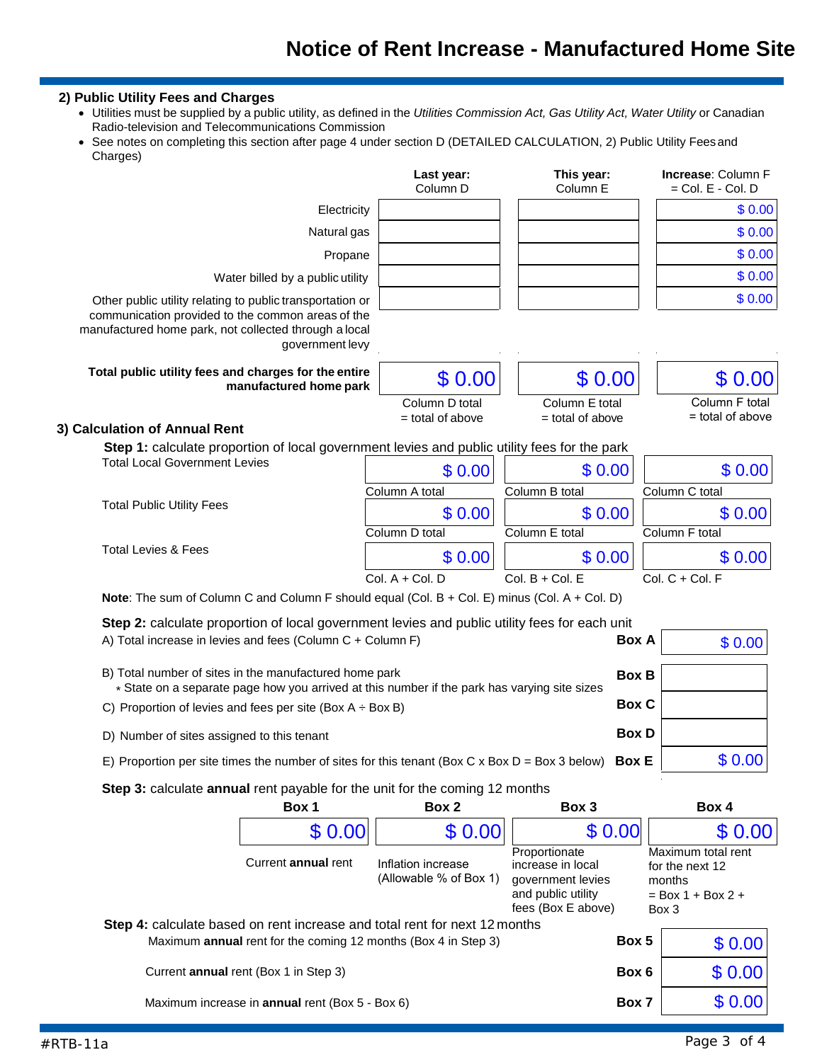# Notice of Rent Increase - Manufactured Home Site

## 2) Public Utility Fees and Charges

- Utilities must be supplied by a public utility, as defined in the *Utilities Commission Act, Gas Utility Act, Water Utility* or Canadian Radio-television and Telecommunications Commission
- See notes on completing this section after page 4 under section D (DETAILED CALCULATION, 2) Public Utility Fees and Charges)

| | **Last year:** Column D | **This year:** Column E | **Increase**: Column F = Col. E - Col. D |
|---|---|---|---|
| Electricity | | | $ 0.00 |
| Natural gas | | | $ 0.00 |
| Propane | | | $ 0.00 |
| Water billed by a public utility | | | $ 0.00 |
| Other public utility relating to public transportation or communication provided to the common areas of the manufactured home park, not collected through a local government levy | | | $ 0.00 |
| **Total public utility fees and charges for the entire manufactured home park** | $ 0.00 | $ 0.00 | $ 0.00 |
| | Column D total = total of above | Column E total = total of above | Column F total = total of above |

## 3) Calculation of Annual Rent

**Step 1:** calculate proportion of local government levies and public utility fees for the park

| | | | |
|---|---|---|---|
| Total Local Government Levies | $ 0.00 | $ 0.00 | $ 0.00 |
| | Column A total | Column B total | Column C total |
| Total Public Utility Fees | $ 0.00 | $ 0.00 | $ 0.00 |
| | Column D total | Column E total | Column F total |
| Total Levies & Fees | $ 0.00 | $ 0.00 | $ 0.00 |
| | Col. A + Col. D | Col. B + Col. E | Col. C + Col. F |

**Note**: The sum of Column C and Column F should equal (Col. B + Col. E) minus (Col. A + Col. D)

**Step 2:** calculate proportion of local government levies and public utility fees for each unit

| | | |
|---|---|---|
| A) Total increase in levies and fees (Column C + Column F) | **Box A** | $ 0.00 |
| B) Total number of sites in the manufactured home park<br>* State on a separate page how you arrived at this number if the park has varying site sizes | **Box B** | |
| C) Proportion of levies and fees per site (Box A ÷ Box B) | **Box C** | |
| D) Number of sites assigned to this tenant | **Box D** | |
| E) Proportion per site times the number of sites for this tenant (Box C x Box D = Box 3 below) | **Box E** | $ 0.00 |

**Step 3:** calculate **annual** rent payable for the unit for the coming 12 months

| **Box 1** | **Box 2** | **Box 3** | **Box 4** |
|---|---|---|---|
| $ 0.00 | $ 0.00 | $ 0.00 | $ 0.00 |
| Current **annual** rent | Inflation increase (Allowable % of Box 1) | Proportionate increase in local government levies and public utility fees (Box E above) | Maximum total rent for the next 12 months = Box 1 + Box 2 + Box 3 |

**Step 4:** calculate based on rent increase and total rent for next 12 months

| | | |
|---|---|---|
| Maximum **annual** rent for the coming 12 months (Box 4 in Step 3) | **Box 5** | $ 0.00 |
| Current **annual** rent (Box 1 in Step 3) | **Box 6** | $ 0.00 |
| Maximum increase in **annual** rent (Box 5 - Box 6) | **Box 7** | $ 0.00 |

#RTB-11a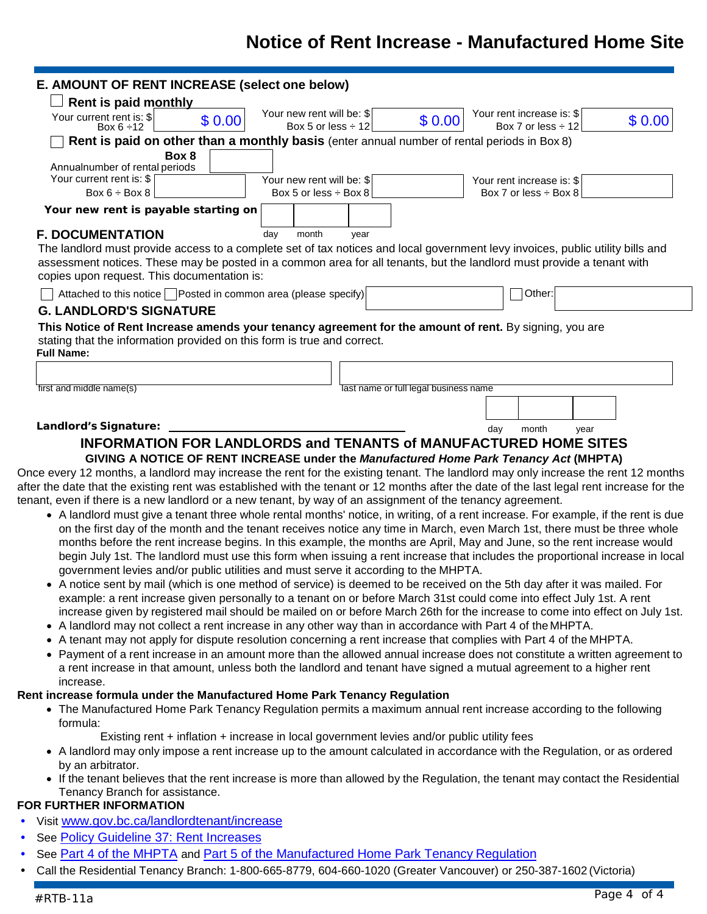# Notice of Rent Increase - Manufactured Home Site

## E. AMOUNT OF RENT INCREASE (select one below)

☐ **Rent is paid monthly**

| Your current rent is: $ Box 6 ÷12 | Your new rent will be: $ Box 5 or less ÷ 12 | Your rent increase is: $ Box 7 or less ÷ 12 |
|---|---|---|
| $ 0.00 | $ 0.00 | $ 0.00 |

☐ **Rent is paid on other than a monthly basis** (enter annual number of rental periods in Box 8)

**Box 8**
Annualnumber of rental periods

| Your current rent is: $ Box 6 ÷ Box 8 | Your new rent will be: $ Box 5 or less ÷ Box 8 | Your rent increase is: $ Box 7 or less ÷ Box 8 |
|---|---|---|
| | | |

**Your new rent is payable starting on** ____ day ____ month ____ year

## F. DOCUMENTATION

The landlord must provide access to a complete set of tax notices and local government levy invoices, public utility bills and assessment notices. These may be posted in a common area for all tenants, but the landlord must provide a tenant with copies upon request. This documentation is:

☐ Attached to this notice ☐ Posted in common area (please specify) ________ ☐ Other: ________

## G. LANDLORD'S SIGNATURE

**This Notice of Rent Increase amends your tenancy agreement for the amount of rent.** By signing, you are stating that the information provided on this form is true and correct.

**Full Name:**

________________ first and middle name(s)

________________ last name or full legal business name

**Landlord's Signature:** ________________ ____ day ____ month ____ year

## INFORMATION FOR LANDLORDS and TENANTS of MANUFACTURED HOME SITES

### GIVING A NOTICE OF RENT INCREASE under the *Manufactured Home Park Tenancy Act* (MHPTA)

Once every 12 months, a landlord may increase the rent for the existing tenant. The landlord may only increase the rent 12 months after the date that the existing rent was established with the tenant or 12 months after the date of the last legal rent increase for the tenant, even if there is a new landlord or a new tenant, by way of an assignment of the tenancy agreement.

- A landlord must give a tenant three whole rental months' notice, in writing, of a rent increase. For example, if the rent is due on the first day of the month and the tenant receives notice any time in March, even March 1st, there must be three whole months before the rent increase begins. In this example, the months are April, May and June, so the rent increase would begin July 1st. The landlord must use this form when issuing a rent increase that includes the proportional increase in local government levies and/or public utilities and must serve it according to the MHPTA.
- A notice sent by mail (which is one method of service) is deemed to be received on the 5th day after it was mailed. For example: a rent increase given personally to a tenant on or before March 31st could come into effect July 1st. A rent increase given by registered mail should be mailed on or before March 26th for the increase to come into effect on July 1st.
- A landlord may not collect a rent increase in any other way than in accordance with Part 4 of the MHPTA.
- A tenant may not apply for dispute resolution concerning a rent increase that complies with Part 4 of the MHPTA.
- Payment of a rent increase in an amount more than the allowed annual increase does not constitute a written agreement to a rent increase in that amount, unless both the landlord and tenant have signed a mutual agreement to a higher rent increase.

**Rent increase formula under the Manufactured Home Park Tenancy Regulation**

- The Manufactured Home Park Tenancy Regulation permits a maximum annual rent increase according to the following formula:

  Existing rent + inflation + increase in local government levies and/or public utility fees
- A landlord may only impose a rent increase up to the amount calculated in accordance with the Regulation, or as ordered by an arbitrator.
- If the tenant believes that the rent increase is more than allowed by the Regulation, the tenant may contact the Residential Tenancy Branch for assistance.

**FOR FURTHER INFORMATION**

- Visit www.gov.bc.ca/landlordtenant/increase
- See Policy Guideline 37: Rent Increases
- See Part 4 of the MHPTA and Part 5 of the Manufactured Home Park Tenancy Regulation
- Call the Residential Tenancy Branch: 1-800-665-8779, 604-660-1020 (Greater Vancouver) or 250-387-1602 (Victoria)

#RTB-11a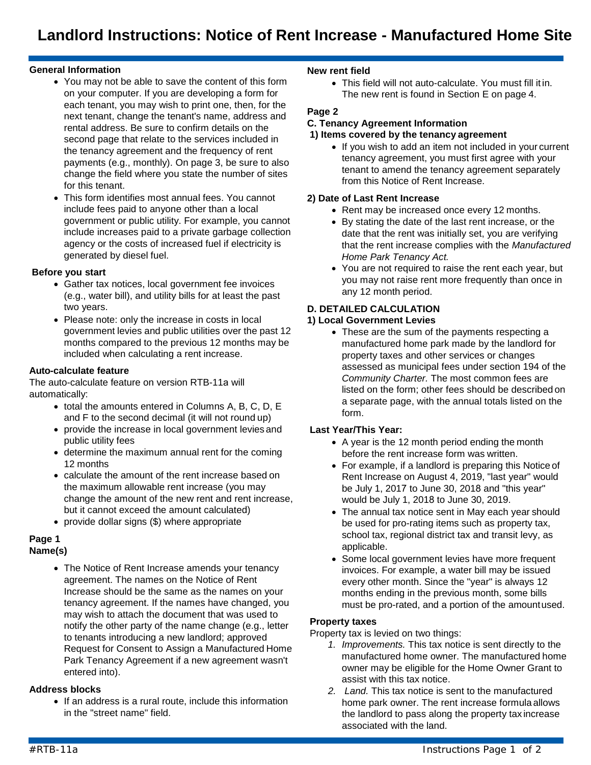# Landlord Instructions: Notice of Rent Increase - Manufactured Home Site

### General Information

- You may not be able to save the content of this form on your computer. If you are developing a form for each tenant, you may wish to print one, then, for the next tenant, change the tenant's name, address and rental address. Be sure to confirm details on the second page that relate to the services included in the tenancy agreement and the frequency of rent payments (e.g., monthly). On page 3, be sure to also change the field where you state the number of sites for this tenant.
- This form identifies most annual fees. You cannot include fees paid to anyone other than a local government or public utility. For example, you cannot include increases paid to a private garbage collection agency or the costs of increased fuel if electricity is generated by diesel fuel.

### Before you start

- Gather tax notices, local government fee invoices (e.g., water bill), and utility bills for at least the past two years.
- Please note: only the increase in costs in local government levies and public utilities over the past 12 months compared to the previous 12 months may be included when calculating a rent increase.

### Auto-calculate feature

The auto-calculate feature on version RTB-11a will automatically:

- total the amounts entered in Columns A, B, C, D, E and F to the second decimal (it will not round up)
- provide the increase in local government levies and public utility fees
- determine the maximum annual rent for the coming 12 months
- calculate the amount of the rent increase based on the maximum allowable rent increase (you may change the amount of the new rent and rent increase, but it cannot exceed the amount calculated)
- provide dollar signs ($) where appropriate

### Page 1

### Name(s)

- The Notice of Rent Increase amends your tenancy agreement. The names on the Notice of Rent Increase should be the same as the names on your tenancy agreement. If the names have changed, you may wish to attach the document that was used to notify the other party of the name change (e.g., letter to tenants introducing a new landlord; approved Request for Consent to Assign a Manufactured Home Park Tenancy Agreement if a new agreement wasn't entered into).

### Address blocks

- If an address is a rural route, include this information in the "street name" field.

### New rent field

- This field will not auto-calculate. You must fill it in. The new rent is found in Section E on page 4.

### Page 2

### C. Tenancy Agreement Information

#### 1) Items covered by the tenancy agreement

- If you wish to add an item not included in your current tenancy agreement, you must first agree with your tenant to amend the tenancy agreement separately from this Notice of Rent Increase.

#### 2) Date of Last Rent Increase

- Rent may be increased once every 12 months.
- By stating the date of the last rent increase, or the date that the rent was initially set, you are verifying that the rent increase complies with the *Manufactured Home Park Tenancy Act.*
- You are not required to raise the rent each year, but you may not raise rent more frequently than once in any 12 month period.

### D. DETAILED CALCULATION

#### 1) Local Government Levies

- These are the sum of the payments respecting a manufactured home park made by the landlord for property taxes and other services or changes assessed as municipal fees under section 194 of the *Community Charter.* The most common fees are listed on the form; other fees should be described on a separate page, with the annual totals listed on the form.

#### Last Year/This Year:

- A year is the 12 month period ending the month before the rent increase form was written.
- For example, if a landlord is preparing this Notice of Rent Increase on August 4, 2019, "last year" would be July 1, 2017 to June 30, 2018 and "this year" would be July 1, 2018 to June 30, 2019.
- The annual tax notice sent in May each year should be used for pro-rating items such as property tax, school tax, regional district tax and transit levy, as applicable.
- Some local government levies have more frequent invoices. For example, a water bill may be issued every other month. Since the "year" is always 12 months ending in the previous month, some bills must be pro-rated, and a portion of the amount used.

#### Property taxes

Property tax is levied on two things:

1. *Improvements.* This tax notice is sent directly to the manufactured home owner. The manufactured home owner may be eligible for the Home Owner Grant to assist with this tax notice.
2. *Land.* This tax notice is sent to the manufactured home park owner. The rent increase formula allows the landlord to pass along the property tax increase associated with the land.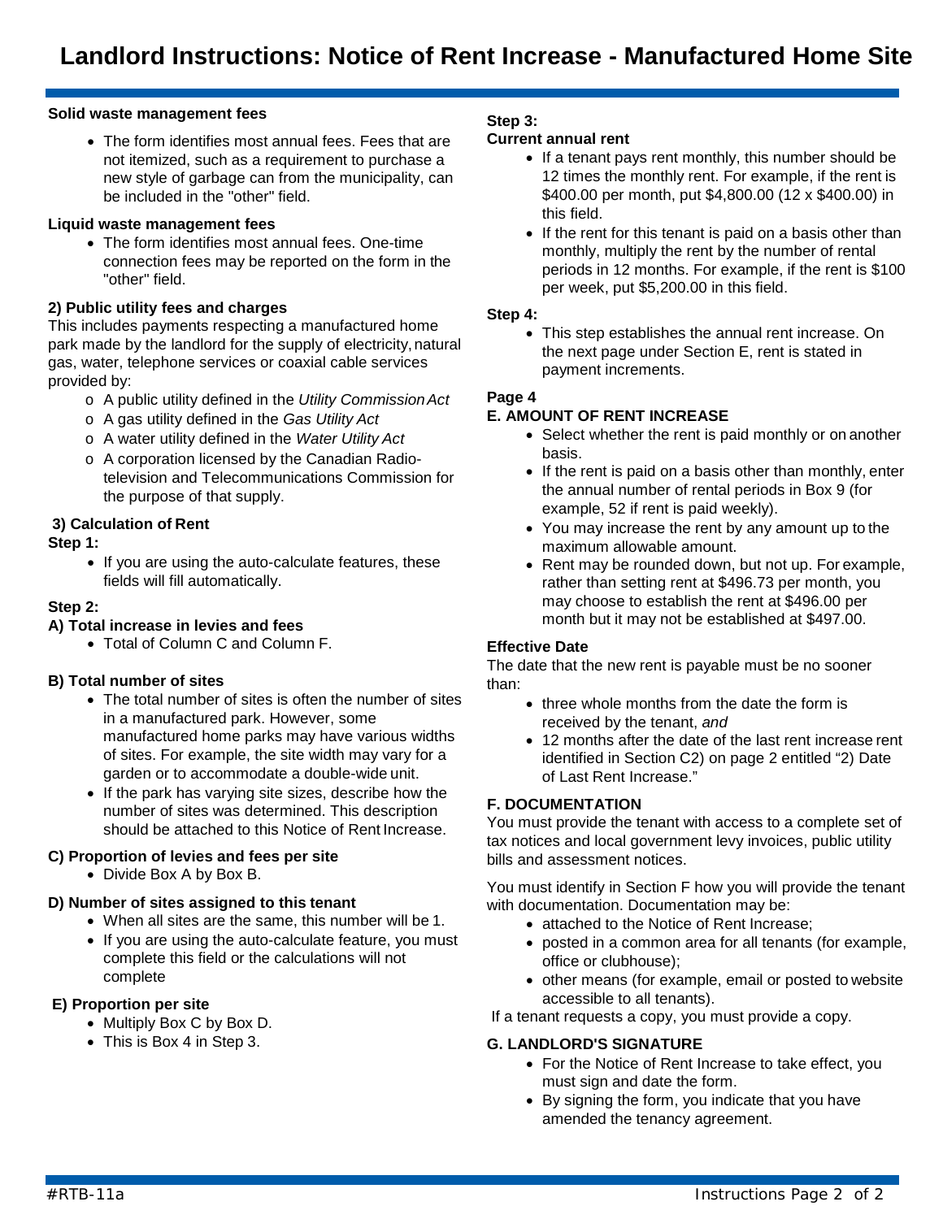# Landlord Instructions: Notice of Rent Increase - Manufactured Home Site

**Solid waste management fees**

- The form identifies most annual fees. Fees that are not itemized, such as a requirement to purchase a new style of garbage can from the municipality, can be included in the "other" field.

**Liquid waste management fees**

- The form identifies most annual fees. One-time connection fees may be reported on the form in the "other" field.

**2) Public utility fees and charges**

This includes payments respecting a manufactured home park made by the landlord for the supply of electricity, natural gas, water, telephone services or coaxial cable services provided by:

- A public utility defined in the *Utility Commission Act*
- A gas utility defined in the *Gas Utility Act*
- A water utility defined in the *Water Utility Act*
- A corporation licensed by the Canadian Radio-television and Telecommunications Commission for the purpose of that supply.

**3) Calculation of Rent**

**Step 1:**

- If you are using the auto-calculate features, these fields will fill automatically.

**Step 2:**

**A) Total increase in levies and fees**

- Total of Column C and Column F.

**B) Total number of sites**

- The total number of sites is often the number of sites in a manufactured park. However, some manufactured home parks may have various widths of sites. For example, the site width may vary for a garden or to accommodate a double-wide unit.
- If the park has varying site sizes, describe how the number of sites was determined. This description should be attached to this Notice of Rent Increase.

**C) Proportion of levies and fees per site**

- Divide Box A by Box B.

**D) Number of sites assigned to this tenant**

- When all sites are the same, this number will be 1.
- If you are using the auto-calculate feature, you must complete this field or the calculations will not complete

**E) Proportion per site**

- Multiply Box C by Box D.
- This is Box 4 in Step 3.

**Step 3:**

**Current annual rent**

- If a tenant pays rent monthly, this number should be 12 times the monthly rent. For example, if the rent is $400.00 per month, put $4,800.00 (12 x $400.00) in this field.
- If the rent for this tenant is paid on a basis other than monthly, multiply the rent by the number of rental periods in 12 months. For example, if the rent is $100 per week, put $5,200.00 in this field.

**Step 4:**

- This step establishes the annual rent increase. On the next page under Section E, rent is stated in payment increments.

**Page 4**

**E. AMOUNT OF RENT INCREASE**

- Select whether the rent is paid monthly or on another basis.
- If the rent is paid on a basis other than monthly, enter the annual number of rental periods in Box 9 (for example, 52 if rent is paid weekly).
- You may increase the rent by any amount up to the maximum allowable amount.
- Rent may be rounded down, but not up. For example, rather than setting rent at $496.73 per month, you may choose to establish the rent at $496.00 per month but it may not be established at $497.00.

**Effective Date**

The date that the new rent is payable must be no sooner than:

- three whole months from the date the form is received by the tenant, *and*
- 12 months after the date of the last rent increase rent identified in Section C2) on page 2 entitled "2) Date of Last Rent Increase."

**F. DOCUMENTATION**

You must provide the tenant with access to a complete set of tax notices and local government levy invoices, public utility bills and assessment notices.

You must identify in Section F how you will provide the tenant with documentation. Documentation may be:

- attached to the Notice of Rent Increase;
- posted in a common area for all tenants (for example, office or clubhouse);
- other means (for example, email or posted to website accessible to all tenants).

If a tenant requests a copy, you must provide a copy.

**G. LANDLORD'S SIGNATURE**

- For the Notice of Rent Increase to take effect, you must sign and date the form.
- By signing the form, you indicate that you have amended the tenancy agreement.

#RTB-11a